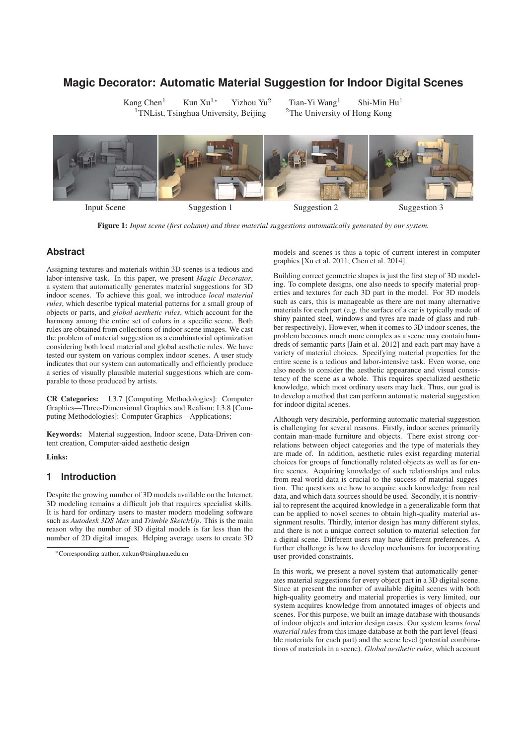# Magic Decorator: Automatic Material Suggestion for Indoor Digital Scenes

Kang Chen[1] Kun Xu[1*] Yizhou Yu[2] Tian-Yi Wang[1] Shi-Min Hu[1]
[1]TNList, Tsinghua University, Beijing [2]The University of Hong Kong

Input Scene Suggestion 1 Suggestion 2 Suggestion 3

**Figure 1:** *Input scene (first column) and three material suggestions automatically generated by our system.*

## Abstract

Assigning textures and materials within 3D scenes is a tedious and labor-intensive task. In this paper, we present *Magic Decorator*, a system that automatically generates material suggestions for 3D indoor scenes. To achieve this goal, we introduce *local material rules*, which describe typical material patterns for a small group of objects or parts, and *global aesthetic rules*, which account for the harmony among the entire set of colors in a specific scene. Both rules are obtained from collections of indoor scene images. We cast the problem of material suggestion as a combinatorial optimization considering both local material and global aesthetic rules. We have tested our system on various complex indoor scenes. A user study indicates that our system can automatically and efficiently produce a series of visually plausible material suggestions which are comparable to those produced by artists.

**CR Categories:** I.3.7 [Computing Methodologies]: Computer Graphics—Three-Dimensional Graphics and Realism; I.3.8 [Computing Methodologies]: Computer Graphics—Applications;

**Keywords:** Material suggestion, Indoor scene, Data-Driven content creation, Computer-aided aesthetic design

**Links:**

## 1 Introduction

Despite the growing number of 3D models available on the Internet, 3D modeling remains a difficult job that requires specialist skills. It is hard for ordinary users to master modern modeling software such as *Autodesk 3DS Max* and *Trimble SketchUp*. This is the main reason why the number of 3D digital models is far less than the number of 2D digital images. Helping average users to create 3D models and scenes is thus a topic of current interest in computer graphics [Xu et al. 2011; Chen et al. 2014].

Building correct geometric shapes is just the first step of 3D modeling. To complete designs, one also needs to specify material properties and textures for each 3D part in the model. For 3D models such as cars, this is manageable as there are not many alternative materials for each part (e.g. the surface of a car is typically made of shiny painted steel, windows and tyres are made of glass and rubber respectively). However, when it comes to 3D indoor scenes, the problem becomes much more complex as a scene may contain hundreds of semantic parts [Jain et al. 2012] and each part may have a variety of material choices. Specifying material properties for the entire scene is a tedious and labor-intensive task. Even worse, one also needs to consider the aesthetic appearance and visual consistency of the scene as a whole. This requires specialized aesthetic knowledge, which most ordinary users may lack. Thus, our goal is to develop a method that can perform automatic material suggestion for indoor digital scenes.

Although very desirable, performing automatic material suggestion is challenging for several reasons. Firstly, indoor scenes primarily contain man-made furniture and objects. There exist strong correlations between object categories and the type of materials they are made of. In addition, aesthetic rules exist regarding material choices for groups of functionally related objects as well as for entire scenes. Acquiring knowledge of such relationships and rules from real-world data is crucial to the success of material suggestion. The questions are how to acquire such knowledge from real data, and which data sources should be used. Secondly, it is nontrivial to represent the acquired knowledge in a generalizable form that can be applied to novel scenes to obtain high-quality material assignment results. Thirdly, interior design has many different styles, and there is not a unique correct solution to material selection for a digital scene. Different users may have different preferences. A further challenge is how to develop mechanisms for incorporating user-provided constraints.

In this work, we present a novel system that automatically generates material suggestions for every object part in a 3D digital scene. Since at present the number of available digital scenes with both high-quality geometry and material properties is very limited, our system acquires knowledge from annotated images of objects and scenes. For this purpose, we built an image database with thousands of indoor objects and interior design cases. Our system learns *local material rules* from this image database at both the part level (feasible materials for each part) and the scene level (potential combinations of materials in a scene). *Global aesthetic rules*, which account

*Corresponding author, xukun@tsinghua.edu.cn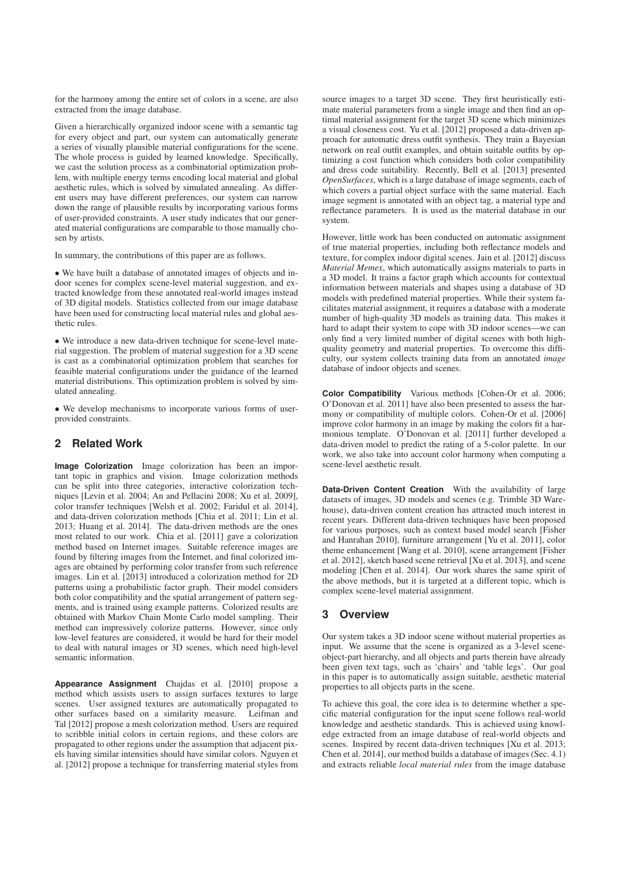for the harmony among the entire set of colors in a scene, are also extracted from the image database.

Given a hierarchically organized indoor scene with a semantic tag for every object and part, our system can automatically generate a series of visually plausible material configurations for the scene. The whole process is guided by learned knowledge. Specifically, we cast the solution process as a combinatorial optimization problem, with multiple energy terms encoding local material and global aesthetic rules, which is solved by simulated annealing. As different users may have different preferences, our system can narrow down the range of plausible results by incorporating various forms of user-provided constraints. A user study indicates that our generated material configurations are comparable to those manually chosen by artists.

In summary, the contributions of this paper are as follows.

- We have built a database of annotated images of objects and indoor scenes for complex scene-level material suggestion, and extracted knowledge from these annotated real-world images instead of 3D digital models. Statistics collected from our image database have been used for constructing local material rules and global aesthetic rules.

- We introduce a new data-driven technique for scene-level material suggestion. The problem of material suggestion for a 3D scene is cast as a combinatorial optimization problem that searches for feasible material configurations under the guidance of the learned material distributions. This optimization problem is solved by simulated annealing.

- We develop mechanisms to incorporate various forms of user-provided constraints.

## 2 Related Work

**Image Colorization** Image colorization has been an important topic in graphics and vision. Image colorization methods can be split into three categories, interactive colorization techniques [Levin et al. 2004; An and Pellacini 2008; Xu et al. 2009], color transfer techniques [Welsh et al. 2002; Faridul et al. 2014], and data-driven colorization methods [Chia et al. 2011; Lin et al. 2013; Huang et al. 2014]. The data-driven methods are the ones most related to our work. Chia et al. [2011] gave a colorization method based on Internet images. Suitable reference images are found by filtering images from the Internet, and final colorized images are obtained by performing color transfer from such reference images. Lin et al. [2013] introduced a colorization method for 2D patterns using a probabilistic factor graph. Their model considers both color compatibility and the spatial arrangement of pattern segments, and is trained using example patterns. Colorized results are obtained with Markov Chain Monte Carlo model sampling. Their method can impressively colorize patterns. However, since only low-level features are considered, it would be hard for their model to deal with natural images or 3D scenes, which need high-level semantic information.

**Appearance Assignment** Chajdas et al. [2010] propose a method which assists users to assign surfaces textures to large scenes. User assigned textures are automatically propagated to other surfaces based on a similarity measure. Leifman and Tal [2012] propose a mesh colorization method. Users are required to scribble initial colors in certain regions, and these colors are propagated to other regions under the assumption that adjacent pixels having similar intensities should have similar colors. Nguyen et al. [2012] propose a technique for transferring material styles from source images to a target 3D scene. They first heuristically estimate material parameters from a single image and then find an optimal material assignment for the target 3D scene which minimizes a visual closeness cost. Yu et al. [2012] proposed a data-driven approach for automatic dress outfit synthesis. They train a Bayesian network on real outfit examples, and obtain suitable outfits by optimizing a cost function which considers both color compatibility and dress code suitability. Recently, Bell et al. [2013] presented *OpenSurfaces*, which is a large database of image segments, each of which covers a partial object surface with the same material. Each image segment is annotated with an object tag, a material type and reflectance parameters. It is used as the material database in our system.

However, little work has been conducted on automatic assignment of true material properties, including both reflectance models and texture, for complex indoor digital scenes. Jain et al. [2012] discuss *Material Memex*, which automatically assigns materials to parts in a 3D model. It trains a factor graph which accounts for contextual information between materials and shapes using a database of 3D models with predefined material properties. While their system facilitates material assignment, it requires a database with a moderate number of high-quality 3D models as training data. This makes it hard to adapt their system to cope with 3D indoor scenes—we can only find a very limited number of digital scenes with both high-quality geometry and material properties. To overcome this difficulty, our system collects training data from an annotated *image* database of indoor objects and scenes.

**Color Compatibility** Various methods [Cohen-Or et al. 2006; O'Donovan et al. 2011] have also been presented to assess the harmony or compatibility of multiple colors. Cohen-Or et al. [2006] improve color harmony in an image by making the colors fit a harmonious template. O'Donovan et al. [2011] further developed a data-driven model to predict the rating of a 5-color palette. In our work, we also take into account color harmony when computing a scene-level aesthetic result.

**Data-Driven Content Creation** With the availability of large datasets of images, 3D models and scenes (e.g. Trimble 3D Warehouse), data-driven content creation has attracted much interest in recent years. Different data-driven techniques have been proposed for various purposes, such as context based model search [Fisher and Hanrahan 2010], furniture arrangement [Yu et al. 2011], color theme enhancement [Wang et al. 2010], scene arrangement [Fisher et al. 2012], sketch based scene retrieval [Xu et al. 2013], and scene modeling [Chen et al. 2014]. Our work shares the same spirit of the above methods, but it is targeted at a different topic, which is complex scene-level material assignment.

## 3 Overview

Our system takes a 3D indoor scene without material properties as input. We assume that the scene is organized as a 3-level scene-object-part hierarchy, and all objects and parts therein have already been given text tags, such as 'chairs' and 'table legs'. Our goal in this paper is to automatically assign suitable, aesthetic material properties to all objects parts in the scene.

To achieve this goal, the core idea is to determine whether a specific material configuration for the input scene follows real-world knowledge and aesthetic standards. This is achieved using knowledge extracted from an image database of real-world objects and scenes. Inspired by recent data-driven techniques [Xu et al. 2013; Chen et al. 2014], our method builds a database of images (Sec. 4.1) and extracts reliable *local material rules* from the image database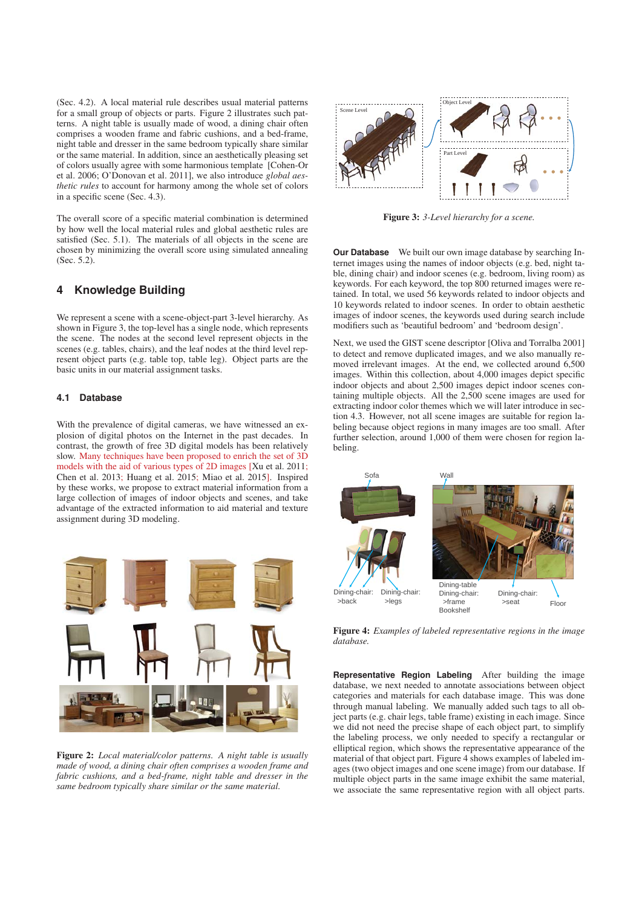(Sec. 4.2). A local material rule describes usual material patterns for a small group of objects or parts. Figure 2 illustrates such patterns. A night table is usually made of wood, a dining chair often comprises a wooden frame and fabric cushions, and a bed-frame, night table and dresser in the same bedroom typically share similar or the same material. In addition, since an aesthetically pleasing set of colors usually agree with some harmonious template [Cohen-Or et al. 2006; O'Donovan et al. 2011], we also introduce *global aesthetic rules* to account for harmony among the whole set of colors in a specific scene (Sec. 4.3).

The overall score of a specific material combination is determined by how well the local material rules and global aesthetic rules are satisfied (Sec. 5.1). The materials of all objects in the scene are chosen by minimizing the overall score using simulated annealing (Sec. 5.2).

## 4 Knowledge Building

We represent a scene with a scene-object-part 3-level hierarchy. As shown in Figure 3, the top-level has a single node, which represents the scene. The nodes at the second level represent objects in the scenes (e.g. tables, chairs), and the leaf nodes at the third level represent object parts (e.g. table top, table leg). Object parts are the basic units in our material assignment tasks.

### 4.1 Database

With the prevalence of digital cameras, we have witnessed an explosion of digital photos on the Internet in the past decades. In contrast, the growth of free 3D digital models has been relatively slow. Many techniques have been proposed to enrich the set of 3D models with the aid of various types of 2D images [Xu et al. 2011; Chen et al. 2013; Huang et al. 2015; Miao et al. 2015]. Inspired by these works, we propose to extract material information from a large collection of images of indoor objects and scenes, and take advantage of the extracted information to aid material and texture assignment during 3D modeling.

**Figure 2:** *Local material/color patterns. A night table is usually made of wood, a dining chair often comprises a wooden frame and fabric cushions, and a bed-frame, night table and dresser in the same bedroom typically share similar or the same material.*

**Figure 3:** *3-Level hierarchy for a scene.*

**Our Database** We built our own image database by searching Internet images using the names of indoor objects (e.g. bed, night table, dining chair) and indoor scenes (e.g. bedroom, living room) as keywords. For each keyword, the top 800 returned images were retained. In total, we used 56 keywords related to indoor objects and 10 keywords related to indoor scenes. In order to obtain aesthetic images of indoor scenes, the keywords used during search include modifiers such as 'beautiful bedroom' and 'bedroom design'.

Next, we used the GIST scene descriptor [Oliva and Torralba 2001] to detect and remove duplicated images, and we also manually removed irrelevant images. At the end, we collected around 6,500 images. Within this collection, about 4,000 images depict specific indoor objects and about 2,500 images depict indoor scenes containing multiple objects. All the 2,500 scene images are used for extracting indoor color themes which we will later introduce in section 4.3. However, not all scene images are suitable for region labeling because object regions in many images are too small. After further selection, around 1,000 of them were chosen for region labeling.

**Figure 4:** *Examples of labeled representative regions in the image database.*

**Representative Region Labeling** After building the image database, we next needed to annotate associations between object categories and materials for each database image. This was done through manual labeling. We manually added such tags to all object parts (e.g. chair legs, table frame) existing in each image. Since we did not need the precise shape of each object part, to simplify the labeling process, we only needed to specify a rectangular or elliptical region, which shows the representative appearance of the material of that object part. Figure 4 shows examples of labeled images (two object images and one scene image) from our database. If multiple object parts in the same image exhibit the same material, we associate the same representative region with all object parts.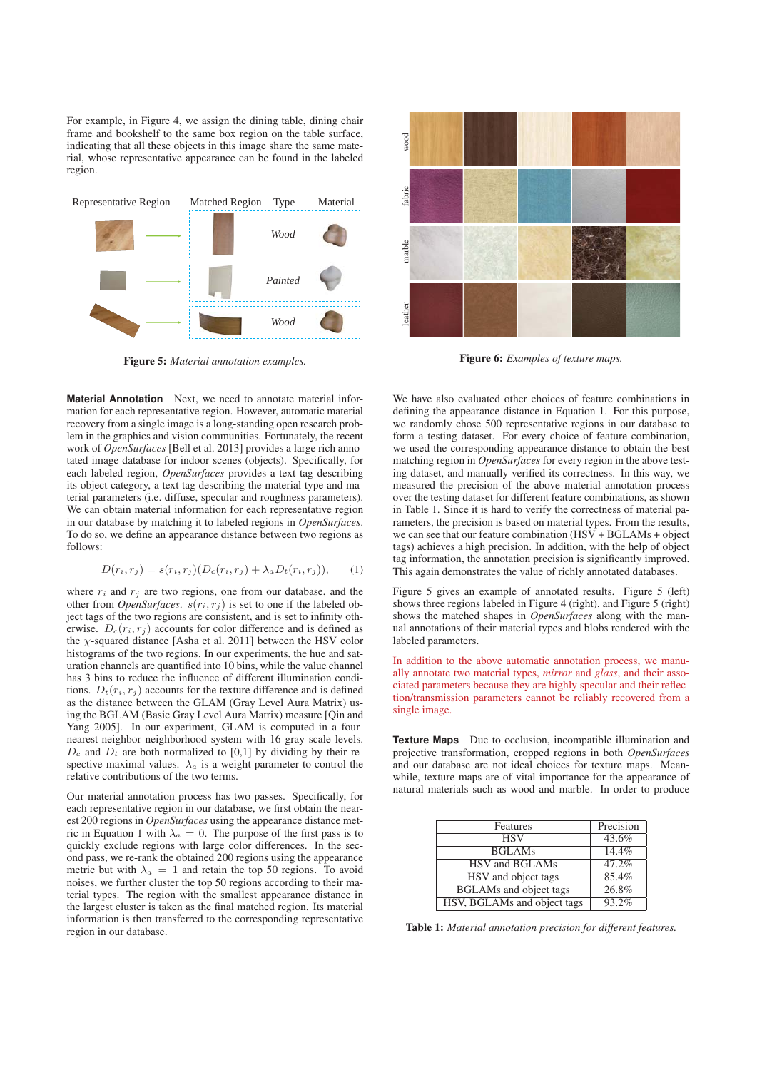For example, in Figure 4, we assign the dining table, dining chair frame and bookshelf to the same box region on the table surface, indicating that all these objects in this image share the same material, whose representative appearance can be found in the labeled region.

| Representative Region | Matched Region | Type | Material |
|---|---|---|---|
| | | *Wood* | |
| | | *Painted* | |
| | | *Wood* | |

**Figure 5:** *Material annotation examples.*

**Figure 6:** *Examples of texture maps.*

**Material Annotation** Next, we need to annotate material information for each representative region. However, automatic material recovery from a single image is a long-standing open research problem in the graphics and vision communities. Fortunately, the recent work of *OpenSurfaces* [Bell et al. 2013] provides a large rich annotated image database for indoor scenes (objects). Specifically, for each labeled region, *OpenSurfaces* provides a text tag describing its object category, a text tag describing the material type and material parameters (i.e. diffuse, specular and roughness parameters). We can obtain material information for each representative region in our database by matching it to labeled regions in *OpenSurfaces*. To do so, we define an appearance distance between two regions as follows:

$$D(r_i, r_j) = s(r_i, r_j)(D_c(r_i, r_j) + \lambda_a D_t(r_i, r_j)), \qquad (1)$$

where $r_i$ and $r_j$ are two regions, one from our database, and the other from *OpenSurfaces*. $s(r_i, r_j)$ is set to one if the labeled object tags of the two regions are consistent, and is set to infinity otherwise. $D_c(r_i, r_j)$ accounts for color difference and is defined as the $\chi$-squared distance [Asha et al. 2011] between the HSV color histograms of the two regions. In our experiments, the hue and saturation channels are quantified into 10 bins, while the value channel has 3 bins to reduce the influence of different illumination conditions. $D_t(r_i, r_j)$ accounts for the texture difference and is defined as the distance between the GLAM (Gray Level Aura Matrix) using the BGLAM (Basic Gray Level Aura Matrix) measure [Qin and Yang 2005]. In our experiment, GLAM is computed in a four-nearest-neighbor neighborhood system with 16 gray scale levels. $D_c$ and $D_t$ are both normalized to [0,1] by dividing by their respective maximal values. $\lambda_a$ is a weight parameter to control the relative contributions of the two terms.

Our material annotation process has two passes. Specifically, for each representative region in our database, we first obtain the nearest 200 regions in *OpenSurfaces* using the appearance distance metric in Equation 1 with $\lambda_a = 0$. The purpose of the first pass is to quickly exclude regions with large color differences. In the second pass, we re-rank the obtained 200 regions using the appearance metric but with $\lambda_a = 1$ and retain the top 50 regions. To avoid noises, we further cluster the top 50 regions according to their material types. The region with the smallest appearance distance in the largest cluster is taken as the final matched region. Its material information is then transferred to the corresponding representative region in our database.

We have also evaluated other choices of feature combinations in defining the appearance distance in Equation 1. For this purpose, we randomly chose 500 representative regions in our database to form a testing dataset. For every choice of feature combination, we used the corresponding appearance distance to obtain the best matching region in *OpenSurfaces* for every region in the above testing dataset, and manually verified its correctness. In this way, we measured the precision of the above material annotation process over the testing dataset for different feature combinations, as shown in Table 1. Since it is hard to verify the correctness of material parameters, the precision is based on material types. From the results, we can see that our feature combination (HSV + BGLAMs + object tags) achieves a high precision. In addition, with the help of object tag information, the annotation precision is significantly improved. This again demonstrates the value of richly annotated databases.

Figure 5 gives an example of annotated results. Figure 5 (left) shows three regions labeled in Figure 4 (right), and Figure 5 (right) shows the matched shapes in *OpenSurfaces* along with the manual annotations of their material types and blobs rendered with the labeled parameters.

In addition to the above automatic annotation process, we manually annotate two material types, *mirror* and *glass*, and their associated parameters because they are highly specular and their reflection/transmission parameters cannot be reliably recovered from a single image.

**Texture Maps** Due to occlusion, incompatible illumination and projective transformation, cropped regions in both *OpenSurfaces* and our database are not ideal choices for texture maps. Meanwhile, texture maps are of vital importance for the appearance of natural materials such as wood and marble. In order to produce

| Features | Precision |
|---|---|
| HSV | 43.6% |
| BGLAMs | 14.4% |
| HSV and BGLAMs | 47.2% |
| HSV and object tags | 85.4% |
| BGLAMs and object tags | 26.8% |
| HSV, BGLAMs and object tags | 93.2% |

**Table 1:** *Material annotation precision for different features.*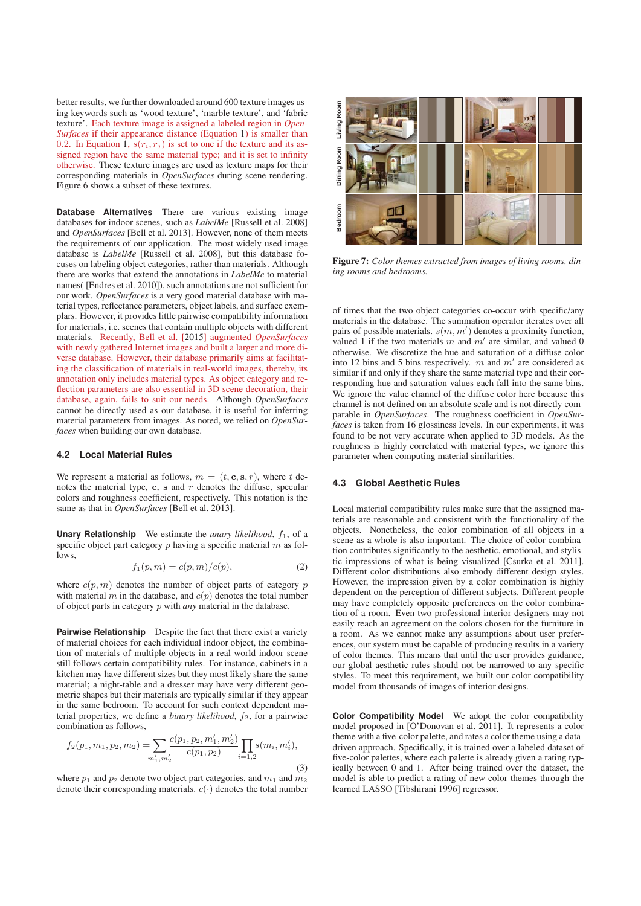better results, we further downloaded around 600 texture images using keywords such as 'wood texture', 'marble texture', and 'fabric texture'. Each texture image is assigned a labeled region in *OpenSurfaces* if their appearance distance (Equation 1) is smaller than 0.2. In Equation 1, $s(r_i, r_j)$ is set to one if the texture and its assigned region have the same material type; and it is set to infinity otherwise. These texture images are used as texture maps for their corresponding materials in *OpenSurfaces* during scene rendering. Figure 6 shows a subset of these textures.

**Database Alternatives** There are various existing image databases for indoor scenes, such as *LabelMe* [Russell et al. 2008] and *OpenSurfaces* [Bell et al. 2013]. However, none of them meets the requirements of our application. The most widely used image database is *LabelMe* [Russell et al. 2008], but this database focuses on labeling object categories, rather than materials. Although there are works that extend the annotations in *LabelMe* to material names( [Endres et al. 2010]), such annotations are not sufficient for our work. *OpenSurfaces* is a very good material database with material types, reflectance parameters, object labels, and surface exemplars. However, it provides little pairwise compatibility information for materials, i.e. scenes that contain multiple objects with different materials. Recently, Bell et al. [2015] augmented *OpenSurfaces* with newly gathered Internet images and built a larger and more diverse database. However, their database primarily aims at facilitating the classification of materials in real-world images, thereby, its annotation only includes material types. As object category and reflection parameters are also essential in 3D scene decoration, their database, again, fails to suit our needs. Although *OpenSurfaces* cannot be directly used as our database, it is useful for inferring material parameters from images. As noted, we relied on *OpenSurfaces* when building our own database.

### 4.2 Local Material Rules

We represent a material as follows, $m = (t, \mathbf{c}, \mathbf{s}, r)$, where $t$ denotes the material type, $\mathbf{c}$, $\mathbf{s}$ and $r$ denote the diffuse, specular colors and roughness coefficient, respectively. This notation is the same as that in *OpenSurfaces* [Bell et al. 2013].

**Unary Relationship** We estimate the *unary likelihood*, $f_1$, of a specific object part category $p$ having a specific material $m$ as follows,

$$f_1(p, m) = c(p, m)/c(p), \tag{2}$$

where $c(p, m)$ denotes the number of object parts of category $p$ with material $m$ in the database, and $c(p)$ denotes the total number of object parts in category $p$ with *any* material in the database.

**Pairwise Relationship** Despite the fact that there exist a variety of material choices for each individual indoor object, the combination of materials of multiple objects in a real-world indoor scene still follows certain compatibility rules. For instance, cabinets in a kitchen may have different sizes but they most likely share the same material; a night-table and a dresser may have very different geometric shapes but their materials are typically similar if they appear in the same bedroom. To account for such context dependent material properties, we define a *binary likelihood*, $f_2$, for a pairwise combination as follows,

$$f_2(p_1, m_1, p_2, m_2) = \sum_{m'_1, m'_2} \frac{c(p_1, p_2, m'_1, m'_2)}{c(p_1, p_2)} \prod_{i=1,2} s(m_i, m'_i), \tag{3}$$

where $p_1$ and $p_2$ denote two object part categories, and $m_1$ and $m_2$ denote their corresponding materials. $c(\cdot)$ denotes the total number of times that the two object categories co-occur with specific/any materials in the database. The summation operator iterates over all pairs of possible materials. $s(m, m')$ denotes a proximity function, valued 1 if the two materials $m$ and $m'$ are similar, and valued 0 otherwise. We discretize the hue and saturation of a diffuse color into 12 bins and 5 bins respectively. $m$ and $m'$ are considered as similar if and only if they share the same material type and their corresponding hue and saturation values each fall into the same bins. We ignore the value channel of the diffuse color here because this channel is not defined on an absolute scale and is not directly comparable in *OpenSurfaces*. The roughness coefficient in *OpenSurfaces* is taken from 16 glossiness levels. In our experiments, it was found to be not very accurate when applied to 3D models. As the roughness is highly correlated with material types, we ignore this parameter when computing material similarities.

**Figure 7:** *Color themes extracted from images of living rooms, dining rooms and bedrooms.*

### 4.3 Global Aesthetic Rules

Local material compatibility rules make sure that the assigned materials are reasonable and consistent with the functionality of the objects. Nonetheless, the color combination of all objects in a scene as a whole is also important. The choice of color combination contributes significantly to the aesthetic, emotional, and stylistic impressions of what is being visualized [Csurka et al. 2011]. Different color distributions also embody different design styles. However, the impression given by a color combination is highly dependent on the perception of different subjects. Different people may have completely opposite preferences on the color combination of a room. Even two professional interior designers may not easily reach an agreement on the colors chosen for the furniture in a room. As we cannot make any assumptions about user preferences, our system must be capable of producing results in a variety of color themes. This means that until the user provides guidance, our global aesthetic rules should not be narrowed to any specific styles. To meet this requirement, we built our color compatibility model from thousands of images of interior designs.

**Color Compatibility Model** We adopt the color compatibility model proposed in [O'Donovan et al. 2011]. It represents a color theme with a five-color palette, and rates a color theme using a data-driven approach. Specifically, it is trained over a labeled dataset of five-color palettes, where each palette is already given a rating typically between 0 and 1. After being trained over the dataset, the model is able to predict a rating of new color themes through the learned LASSO [Tibshirani 1996] regressor.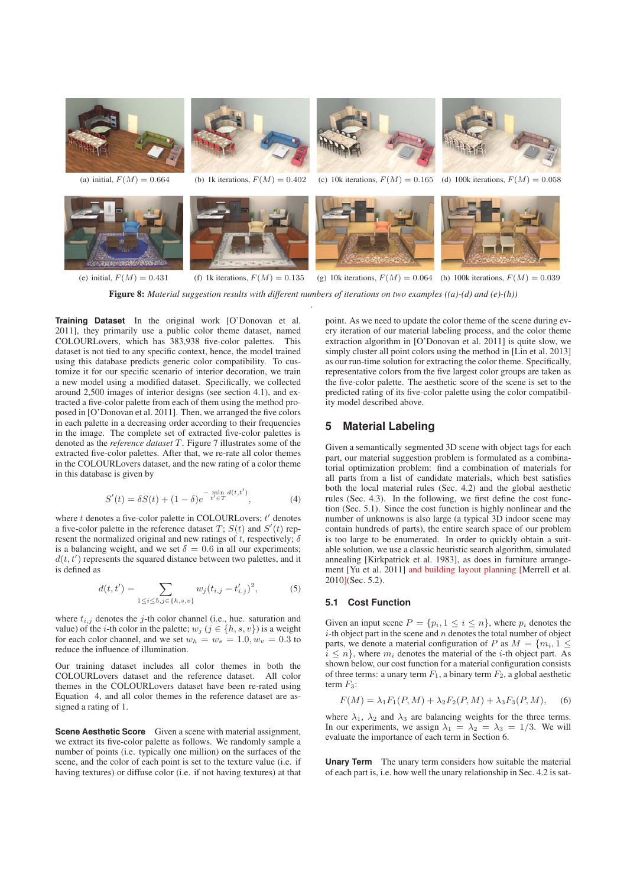(a) initial, $F(M) = 0.664$ (b) 1k iterations, $F(M) = 0.402$ (c) 10k iterations, $F(M) = 0.165$ (d) 100k iterations, $F(M) = 0.058$

(e) initial, $F(M) = 0.431$ (f) 1k iterations, $F(M) = 0.135$ (g) 10k iterations, $F(M) = 0.064$ (h) 100k iterations, $F(M) = 0.039$

**Figure 8:** *Material suggestion results with different numbers of iterations on two examples ((a)-(d) and (e)-(h))*

**Training Dataset** In the original work [O'Donovan et al. 2011], they primarily use a public color theme dataset, named COLOURLovers, which has 383,938 five-color palettes. This dataset is not tied to any specific context, hence, the model trained using this database predicts generic color compatibility. To customize it for our specific scenario of interior decoration, we train a new model using a modified dataset. Specifically, we collected around 2,500 images of interior designs (see section 4.1), and extracted a five-color palette from each of them using the method proposed in [O'Donovan et al. 2011]. Then, we arranged the five colors in each palette in a decreasing order according to their frequencies in the image. The complete set of extracted five-color palettes is denoted as the *reference dataset* $T$. Figure 7 illustrates some of the extracted five-color palettes. After that, we re-rate all color themes in the COLOURLovers dataset, and the new rating of a color theme in this database is given by

$$S'(t) = \delta S(t) + (1-\delta)e^{-\min_{t' \in T} d(t,t')}, \tag{4}$$

where $t$ denotes a five-color palette in COLOURLovers; $t'$ denotes a five-color palette in the reference dataset $T$; $S(t)$ and $S'(t)$ represent the normalized original and new ratings of $t$, respectively; $\delta$ is a balancing weight, and we set $\delta = 0.6$ in all our experiments; $d(t, t')$ represents the squared distance between two palettes, and it is defined as

$$d(t,t') = \sum_{1 \le i \le 5, j \in \{h,s,v\}} w_j (t_{i,j} - t'_{i,j})^2, \tag{5}$$

where $t_{i,j}$ denotes the $j$-th color channel (i.e., hue. saturation and value) of the $i$-th color in the palette; $w_j$ ($j \in \{h, s, v\}$) is a weight for each color channel, and we set $w_h = w_s = 1.0, w_v = 0.3$ to reduce the influence of illumination.

Our training dataset includes all color themes in both the COLOURLovers dataset and the reference dataset. All color themes in the COLOURLovers dataset have been re-rated using Equation 4, and all color themes in the reference dataset are assigned a rating of 1.

**Scene Aesthetic Score** Given a scene with material assignment, we extract its five-color palette as follows. We randomly sample a number of points (i.e. typically one million) on the surfaces of the scene, and the color of each point is set to the texture value (i.e. if having textures) or diffuse color (i.e. if not having textures) at that point. As we need to update the color theme of the scene during every iteration of our material labeling process, and the color theme extraction algorithm in [O'Donovan et al. 2011] is quite slow, we simply cluster all point colors using the method in [Lin et al. 2013] as our run-time solution for extracting the color theme. Specifically, representative colors from the five largest color groups are taken as the five-color palette. The aesthetic score of the scene is set to the predicted rating of its five-color palette using the color compatibility model described above.

## 5 Material Labeling

Given a semantically segmented 3D scene with object tags for each part, our material suggestion problem is formulated as a combinatorial optimization problem: find a combination of materials for all parts from a list of candidate materials, which best satisfies both the local material rules (Sec. 4.2) and the global aesthetic rules (Sec. 4.3). In the following, we first define the cost function (Sec. 5.1). Since the cost function is highly nonlinear and the number of unknowns is also large (a typical 3D indoor scene may contain hundreds of parts), the entire search space of our problem is too large to be enumerated. In order to quickly obtain a suitable solution, we use a classic heuristic search algorithm, simulated annealing [Kirkpatrick et al. 1983], as does in furniture arrangement [Yu et al. 2011] and building layout planning [Merrell et al. 2010](Sec. 5.2).

### 5.1 Cost Function

Given an input scene $P = \{p_i, 1 \le i \le n\}$, where $p_i$ denotes the $i$-th object part in the scene and $n$ denotes the total number of object parts, we denote a material configuration of $P$ as $M = \{m_i, 1 \le i \le n\}$, where $m_i$ denotes the material of the $i$-th object part. As shown below, our cost function for a material configuration consists of three terms: a unary term $F_1$, a binary term $F_2$, a global aesthetic term $F_3$:

$$F(M) = \lambda_1 F_1(P, M) + \lambda_2 F_2(P, M) + \lambda_3 F_3(P, M), \tag{6}$$

where $\lambda_1$, $\lambda_2$ and $\lambda_3$ are balancing weights for the three terms. In our experiments, we assign $\lambda_1 = \lambda_2 = \lambda_3 = 1/3$. We will evaluate the importance of each term in Section 6.

**Unary Term** The unary term considers how suitable the material of each part is, i.e. how well the unary relationship in Sec. 4.2 is sat-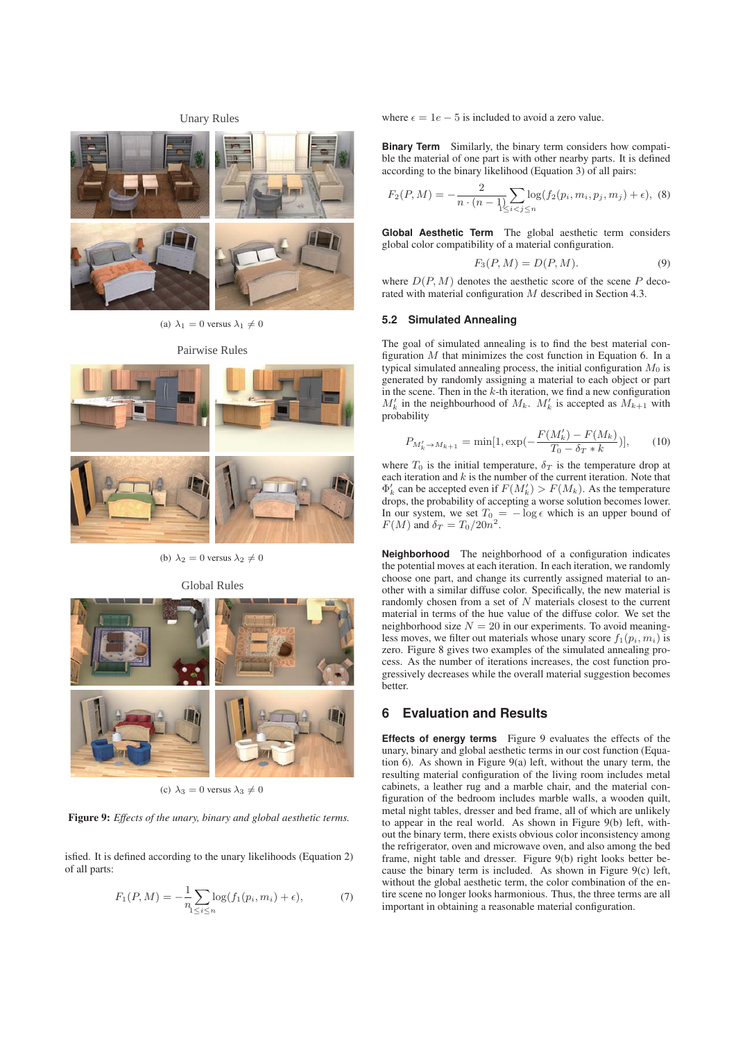Unary Rules

(a) $\lambda_1 = 0$ versus $\lambda_1 \neq 0$

Pairwise Rules

(b) $\lambda_2 = 0$ versus $\lambda_2 \neq 0$

Global Rules

(c) $\lambda_3 = 0$ versus $\lambda_3 \neq 0$

**Figure 9:** *Effects of the unary, binary and global aesthetic terms.*

isfied. It is defined according to the unary likelihoods (Equation 2) of all parts:

$$F_1(P, M) = -\frac{1}{n}\sum_{1\leq i\leq n} \log(f_1(p_i, m_i) + \epsilon), \quad (7)$$

where $\epsilon = 1e-5$ is included to avoid a zero value.

**Binary Term** Similarly, the binary term considers how compatible the material of one part is with other nearby parts. It is defined according to the binary likelihood (Equation 3) of all pairs:

$$F_2(P, M) = -\frac{2}{n\cdot(n-1)}\sum_{1\leq i<j\leq n} \log(f_2(p_i, m_i, p_j, m_j) + \epsilon), \quad (8)$$

**Global Aesthetic Term** The global aesthetic term considers global color compatibility of a material configuration.

$$F_3(P, M) = D(P, M). \quad (9)$$

where $D(P, M)$ denotes the aesthetic score of the scene $P$ decorated with material configuration $M$ described in Section 4.3.

### 5.2 Simulated Annealing

The goal of simulated annealing is to find the best material configuration $M$ that minimizes the cost function in Equation 6. In a typical simulated annealing process, the initial configuration $M_0$ is generated by randomly assigning a material to each object or part in the scene. Then in the $k$-th iteration, we find a new configuration $M'_k$ in the neighbourhood of $M_k$. $M'_k$ is accepted as $M_{k+1}$ with probability

$$P_{M'_k \rightarrow M_{k+1}} = \min[1, \exp(-\frac{F(M'_k) - F(M_k)}{T_0 - \delta_T * k})], \quad (10)$$

where $T_0$ is the initial temperature, $\delta_T$ is the temperature drop at each iteration and $k$ is the number of the current iteration. Note that $\Phi'_k$ can be accepted even if $F(M'_k) > F(M_k)$. As the temperature drops, the probability of accepting a worse solution becomes lower. In our system, we set $T_0 = -\log\epsilon$ which is an upper bound of $F(M)$ and $\delta_T = T_0/20n^2$.

**Neighborhood** The neighborhood of a configuration indicates the potential moves at each iteration. In each iteration, we randomly choose one part, and change its currently assigned material to another with a similar diffuse color. Specifically, the new material is randomly chosen from a set of $N$ materials closest to the current material in terms of the hue value of the diffuse color. We set the neighborhood size $N = 20$ in our experiments. To avoid meaningless moves, we filter out materials whose unary score $f_1(p_i, m_i)$ is zero. Figure 8 gives two examples of the simulated annealing process. As the number of iterations increases, the cost function progressively decreases while the overall material suggestion becomes better.

## 6 Evaluation and Results

**Effects of energy terms** Figure 9 evaluates the effects of the unary, binary and global aesthetic terms in our cost function (Equation 6). As shown in Figure 9(a) left, without the unary term, the resulting material configuration of the living room includes metal cabinets, a leather rug and a marble chair, and the material configuration of the bedroom includes marble walls, a wooden quilt, metal night tables, dresser and bed frame, all of which are unlikely to appear in the real world. As shown in Figure 9(b) left, without the binary term, there exists obvious color inconsistency among the refrigerator, oven and microwave oven, and also among the bed frame, night table and dresser. Figure 9(b) right looks better because the binary term is included. As shown in Figure 9(c) left, without the global aesthetic term, the color combination of the entire scene no longer looks harmonious. Thus, the three terms are all important in obtaining a reasonable material configuration.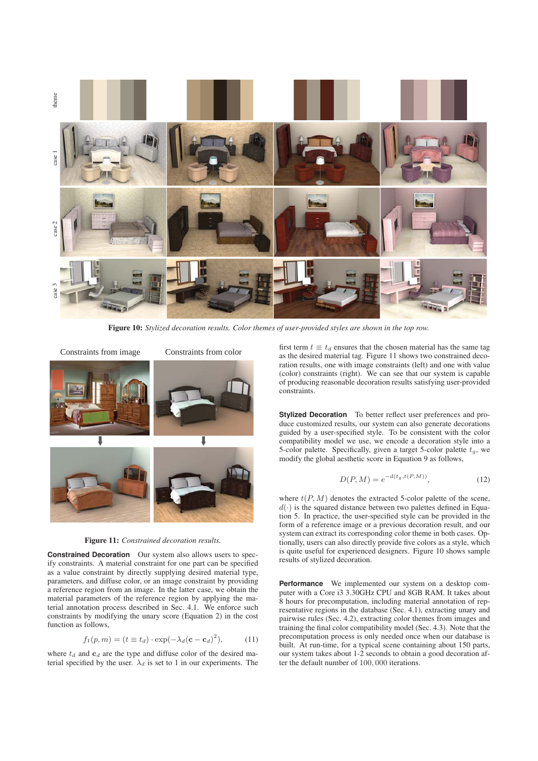**Figure 10:** *Stylized decoration results. Color themes of user-provided styles are shown in the top row.*

Constraints from image    Constraints from color

**Figure 11:** *Constrained decoration results.*

**Constrained Decoration** Our system also allows users to specify constraints. A material constraint for one part can be specified as a value constraint by directly supplying desired material type, parameters, and diffuse color, or an image constraint by providing a reference region from an image. In the latter case, we obtain the material parameters of the reference region by applying the material annotation process described in Sec. 4.1. We enforce such constraints by modifying the unary score (Equation 2) in the cost function as follows,

$$f_1(p, m) = (t \equiv t_d) \cdot \exp(-\lambda_d(\mathbf{c} - \mathbf{c}_d)^2), \quad (11)$$

where $t_d$ and $\mathbf{c}_d$ are the type and diffuse color of the desired material specified by the user. $\lambda_d$ is set to 1 in our experiments. The first term $t \equiv t_d$ ensures that the chosen material has the same tag as the desired material tag. Figure 11 shows two constrained decoration results, one with image constraints (left) and one with value (color) constraints (right). We can see that our system is capable of producing reasonable decoration results satisfying user-provided constraints.

**Stylized Decoration** To better reflect user preferences and produce customized results, our system can also generate decorations guided by a user-specified style. To be consistent with the color compatibility model we use, we encode a decoration style into a 5-color palette. Specifically, given a target 5-color palette $t_g$, we modify the global aesthetic score in Equation 9 as follows,

$$D(P, M) = e^{-d(t_g, t(P,M))}, \quad (12)$$

where $t(P, M)$ denotes the extracted 5-color palette of the scene, $d(\cdot)$ is the squared distance between two palettes defined in Equation 5. In practice, the user-specified style can be provided in the form of a reference image or a previous decoration result, and our system can extract its corresponding color theme in both cases. Optionally, users can also directly provide five colors as a style, which is quite useful for experienced designers. Figure 10 shows sample results of stylized decoration.

**Performance** We implemented our system on a desktop computer with a Core i3 3.30GHz CPU and 8GB RAM. It takes about 8 hours for precomputation, including material annotation of representative regions in the database (Sec. 4.1), extracting unary and pairwise rules (Sec. 4.2), extracting color themes from images and training the final color compatibility model (Sec. 4.3). Note that the precomputation process is only needed once when our database is built. At run-time, for a typical scene containing about 150 parts, our system takes about 1-2 seconds to obtain a good decoration after the default number of 100,000 iterations.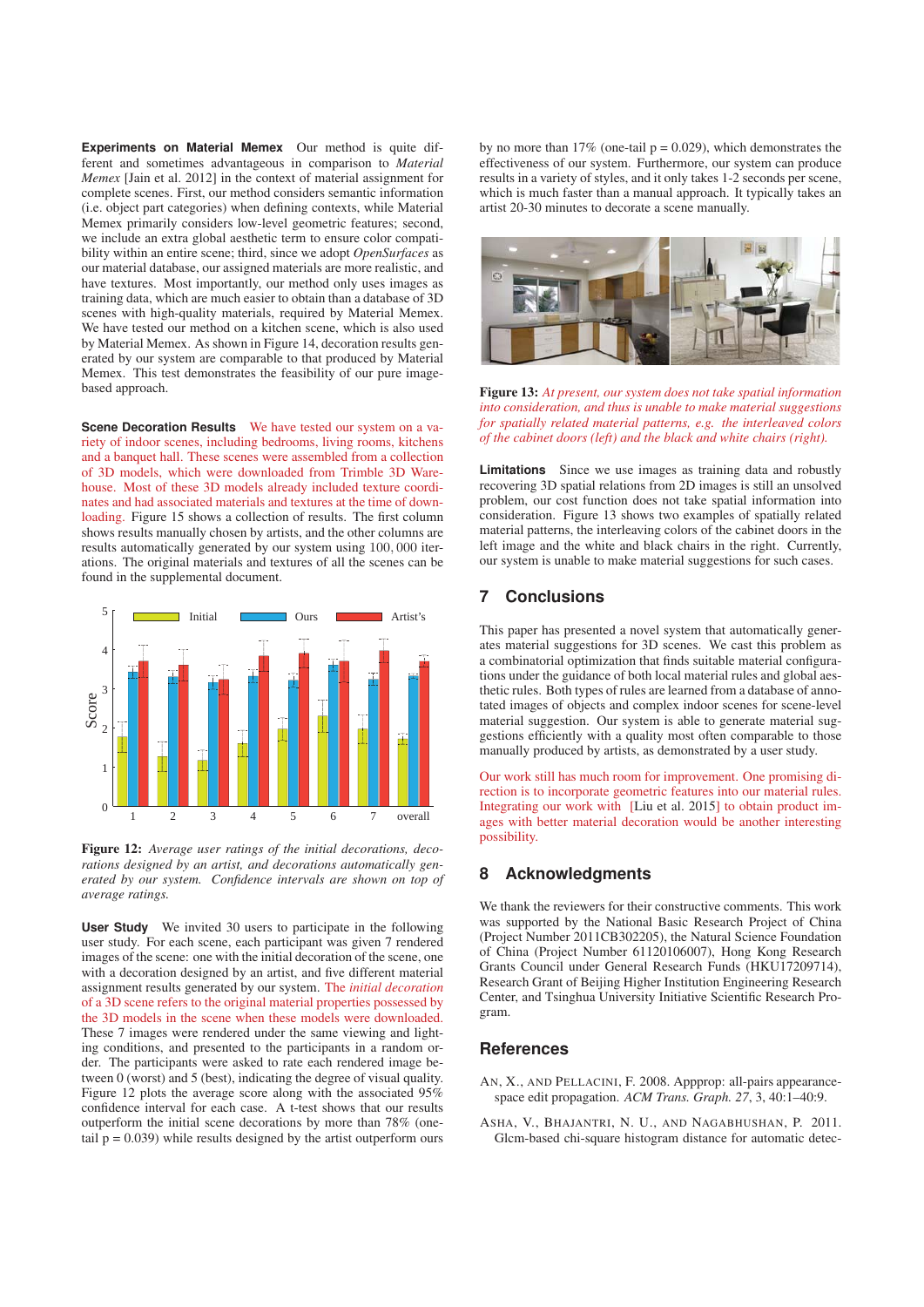**Experiments on Material Memex** Our method is quite different and sometimes advantageous in comparison to *Material Memex* [Jain et al. 2012] in the context of material assignment for complete scenes. First, our method considers semantic information (i.e. object part categories) when defining contexts, while Material Memex primarily considers low-level geometric features; second, we include an extra global aesthetic term to ensure color compatibility within an entire scene; third, since we adopt *OpenSurfaces* as our material database, our assigned materials are more realistic, and have textures. Most importantly, our method only uses images as training data, which are much easier to obtain than a database of 3D scenes with high-quality materials, required by Material Memex. We have tested our method on a kitchen scene, which is also used by Material Memex. As shown in Figure 14, decoration results generated by our system are comparable to that produced by Material Memex. This test demonstrates the feasibility of our pure image-based approach.

**Scene Decoration Results** We have tested our system on a variety of indoor scenes, including bedrooms, living rooms, kitchens and a banquet hall. These scenes were assembled from a collection of 3D models, which were downloaded from Trimble 3D Warehouse. Most of these 3D models already included texture coordinates and had associated materials and textures at the time of downloading. Figure 15 shows a collection of results. The first column shows results manually chosen by artists, and the other columns are results automatically generated by our system using 100,000 iterations. The original materials and textures of all the scenes can be found in the supplemental document.

Figure 12: *Average user ratings of the initial decorations, decorations designed by an artist, and decorations automatically generated by our system. Confidence intervals are shown on top of average ratings.*

**User Study** We invited 30 users to participate in the following user study. For each scene, each participant was given 7 rendered images of the scene: one with the initial decoration of the scene, one with a decoration designed by an artist, and five different material assignment results generated by our system. The *initial decoration* of a 3D scene refers to the original material properties possessed by the 3D models in the scene when these models were downloaded. These 7 images were rendered under the same viewing and lighting conditions, and presented to the participants in a random order. The participants were asked to rate each rendered image between 0 (worst) and 5 (best), indicating the degree of visual quality. Figure 12 plots the average score along with the associated 95% confidence interval for each case. A t-test shows that our results outperform the initial scene decorations by more than 78% (one-tail p = 0.039) while results designed by the artist outperform ours by no more than 17% (one-tail p = 0.029), which demonstrates the effectiveness of our system. Furthermore, our system can produce results in a variety of styles, and it only takes 1-2 seconds per scene, which is much faster than a manual approach. It typically takes an artist 20-30 minutes to decorate a scene manually.

Figure 13: *At present, our system does not take spatial information into consideration, and thus is unable to make material suggestions for spatially related material patterns, e.g. the interleaved colors of the cabinet doors (left) and the black and white chairs (right).*

**Limitations** Since we use images as training data and robustly recovering 3D spatial relations from 2D images is still an unsolved problem, our cost function does not take spatial information into consideration. Figure 13 shows two examples of spatially related material patterns, the interleaving colors of the cabinet doors in the left image and the white and black chairs in the right. Currently, our system is unable to make material suggestions for such cases.

## 7 Conclusions

This paper has presented a novel system that automatically generates material suggestions for 3D scenes. We cast this problem as a combinatorial optimization that finds suitable material configurations under the guidance of both local material rules and global aesthetic rules. Both types of rules are learned from a database of annotated images of objects and complex indoor scenes for scene-level material suggestion. Our system is able to generate material suggestions efficiently with a quality most often comparable to those manually produced by artists, as demonstrated by a user study.

Our work still has much room for improvement. One promising direction is to incorporate geometric features into our material rules. Integrating our work with [Liu et al. 2015] to obtain product images with better material decoration would be another interesting possibility.

## 8 Acknowledgments

We thank the reviewers for their constructive comments. This work was supported by the National Basic Research Project of China (Project Number 2011CB302205), the Natural Science Foundation of China (Project Number 61120106007), Hong Kong Research Grants Council under General Research Funds (HKU17209714), Research Grant of Beijing Higher Institution Engineering Research Center, and Tsinghua University Initiative Scientific Research Program.

## References

AN, X., AND PELLACINI, F. 2008. Appprop: all-pairs appearance-space edit propagation. *ACM Trans. Graph. 27*, 3, 40:1–40:9.

ASHA, V., BHAJANTRI, N. U., AND NAGABHUSHAN, P. 2011. Glcm-based chi-square histogram distance for automatic detec-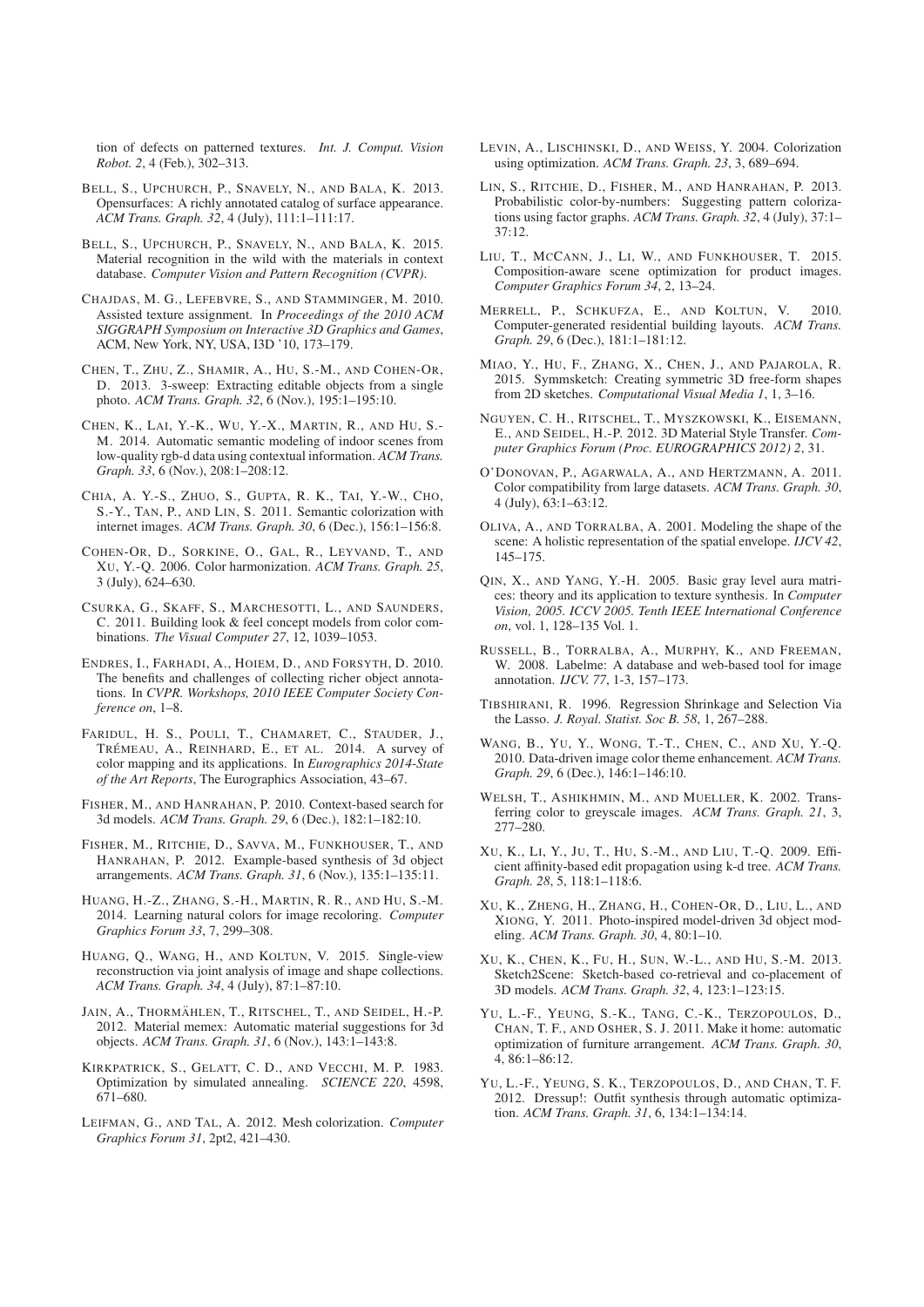tion of defects on patterned textures. *Int. J. Comput. Vision Robot. 2*, 4 (Feb.), 302–313.

BELL, S., UPCHURCH, P., SNAVELY, N., AND BALA, K. 2013. Opensurfaces: A richly annotated catalog of surface appearance. *ACM Trans. Graph. 32*, 4 (July), 111:1–111:17.

BELL, S., UPCHURCH, P., SNAVELY, N., AND BALA, K. 2015. Material recognition in the wild with the materials in context database. *Computer Vision and Pattern Recognition (CVPR)*.

CHAJDAS, M. G., LEFEBVRE, S., AND STAMMINGER, M. 2010. Assisted texture assignment. In *Proceedings of the 2010 ACM SIGGRAPH Symposium on Interactive 3D Graphics and Games*, ACM, New York, NY, USA, I3D '10, 173–179.

CHEN, T., ZHU, Z., SHAMIR, A., HU, S.-M., AND COHEN-OR, D. 2013. 3-sweep: Extracting editable objects from a single photo. *ACM Trans. Graph. 32*, 6 (Nov.), 195:1–195:10.

CHEN, K., LAI, Y.-K., WU, Y.-X., MARTIN, R., AND HU, S.-M. 2014. Automatic semantic modeling of indoor scenes from low-quality rgb-d data using contextual information. *ACM Trans. Graph. 33*, 6 (Nov.), 208:1–208:12.

CHIA, A. Y.-S., ZHUO, S., GUPTA, R. K., TAI, Y.-W., CHO, S.-Y., TAN, P., AND LIN, S. 2011. Semantic colorization with internet images. *ACM Trans. Graph. 30*, 6 (Dec.), 156:1–156:8.

COHEN-OR, D., SORKINE, O., GAL, R., LEYVAND, T., AND XU, Y.-Q. 2006. Color harmonization. *ACM Trans. Graph. 25*, 3 (July), 624–630.

CSURKA, G., SKAFF, S., MARCHESOTTI, L., AND SAUNDERS, C. 2011. Building look & feel concept models from color combinations. *The Visual Computer 27*, 12, 1039–1053.

ENDRES, I., FARHADI, A., HOIEM, D., AND FORSYTH, D. 2010. The benefits and challenges of collecting richer object annotations. In *CVPR. Workshops, 2010 IEEE Computer Society Conference on*, 1–8.

FARIDUL, H. S., POULI, T., CHAMARET, C., STAUDER, J., TRÉMEAU, A., REINHARD, E., ET AL. 2014. A survey of color mapping and its applications. In *Eurographics 2014-State of the Art Reports*, The Eurographics Association, 43–67.

FISHER, M., AND HANRAHAN, P. 2010. Context-based search for 3d models. *ACM Trans. Graph. 29*, 6 (Dec.), 182:1–182:10.

FISHER, M., RITCHIE, D., SAVVA, M., FUNKHOUSER, T., AND HANRAHAN, P. 2012. Example-based synthesis of 3d object arrangements. *ACM Trans. Graph. 31*, 6 (Nov.), 135:1–135:11.

HUANG, H.-Z., ZHANG, S.-H., MARTIN, R. R., AND HU, S.-M. 2014. Learning natural colors for image recoloring. *Computer Graphics Forum 33*, 7, 299–308.

HUANG, Q., WANG, H., AND KOLTUN, V. 2015. Single-view reconstruction via joint analysis of image and shape collections. *ACM Trans. Graph. 34*, 4 (July), 87:1–87:10.

JAIN, A., THORMÄHLEN, T., RITSCHEL, T., AND SEIDEL, H.-P. 2012. Material memex: Automatic material suggestions for 3d objects. *ACM Trans. Graph. 31*, 6 (Nov.), 143:1–143:8.

KIRKPATRICK, S., GELATT, C. D., AND VECCHI, M. P. 1983. Optimization by simulated annealing. *SCIENCE 220*, 4598, 671–680.

LEIFMAN, G., AND TAL, A. 2012. Mesh colorization. *Computer Graphics Forum 31*, 2pt2, 421–430.

LEVIN, A., LISCHINSKI, D., AND WEISS, Y. 2004. Colorization using optimization. *ACM Trans. Graph. 23*, 3, 689–694.

LIN, S., RITCHIE, D., FISHER, M., AND HANRAHAN, P. 2013. Probabilistic color-by-numbers: Suggesting pattern colorizations using factor graphs. *ACM Trans. Graph. 32*, 4 (July), 37:1–37:12.

LIU, T., MCCANN, J., LI, W., AND FUNKHOUSER, T. 2015. Composition-aware scene optimization for product images. *Computer Graphics Forum 34*, 2, 13–24.

MERRELL, P., SCHKUFZA, E., AND KOLTUN, V. 2010. Computer-generated residential building layouts. *ACM Trans. Graph. 29*, 6 (Dec.), 181:1–181:12.

MIAO, Y., HU, F., ZHANG, X., CHEN, J., AND PAJAROLA, R. 2015. Symmsketch: Creating symmetric 3D free-form shapes from 2D sketches. *Computational Visual Media 1*, 1, 3–16.

NGUYEN, C. H., RITSCHEL, T., MYSZKOWSKI, K., EISEMANN, E., AND SEIDEL, H.-P. 2012. 3D Material Style Transfer. *Computer Graphics Forum (Proc. EUROGRAPHICS 2012) 2*, 31.

O'DONOVAN, P., AGARWALA, A., AND HERTZMANN, A. 2011. Color compatibility from large datasets. *ACM Trans. Graph. 30*, 4 (July), 63:1–63:12.

OLIVA, A., AND TORRALBA, A. 2001. Modeling the shape of the scene: A holistic representation of the spatial envelope. *IJCV 42*, 145–175.

QIN, X., AND YANG, Y.-H. 2005. Basic gray level aura matrices: theory and its application to texture synthesis. In *Computer Vision, 2005. ICCV 2005. Tenth IEEE International Conference on*, vol. 1, 128–135 Vol. 1.

RUSSELL, B., TORRALBA, A., MURPHY, K., AND FREEMAN, W. 2008. Labelme: A database and web-based tool for image annotation. *IJCV. 77*, 1-3, 157–173.

TIBSHIRANI, R. 1996. Regression Shrinkage and Selection Via the Lasso. *J. Royal. Statist. Soc B. 58*, 1, 267–288.

WANG, B., YU, Y., WONG, T.-T., CHEN, C., AND XU, Y.-Q. 2010. Data-driven image color theme enhancement. *ACM Trans. Graph. 29*, 6 (Dec.), 146:1–146:10.

WELSH, T., ASHIKHMIN, M., AND MUELLER, K. 2002. Transferring color to greyscale images. *ACM Trans. Graph. 21*, 3, 277–280.

XU, K., LI, Y., JU, T., HU, S.-M., AND LIU, T.-Q. 2009. Efficient affinity-based edit propagation using k-d tree. *ACM Trans. Graph. 28*, 5, 118:1–118:6.

XU, K., ZHENG, H., ZHANG, H., COHEN-OR, D., LIU, L., AND XIONG, Y. 2011. Photo-inspired model-driven 3d object modeling. *ACM Trans. Graph. 30*, 4, 80:1–10.

XU, K., CHEN, K., FU, H., SUN, W.-L., AND HU, S.-M. 2013. Sketch2Scene: Sketch-based co-retrieval and co-placement of 3D models. *ACM Trans. Graph. 32*, 4, 123:1–123:15.

YU, L.-F., YEUNG, S.-K., TANG, C.-K., TERZOPOULOS, D., CHAN, T. F., AND OSHER, S. J. 2011. Make it home: automatic optimization of furniture arrangement. *ACM Trans. Graph. 30*, 4, 86:1–86:12.

YU, L.-F., YEUNG, S. K., TERZOPOULOS, D., AND CHAN, T. F. 2012. Dressup!: Outfit synthesis through automatic optimization. *ACM Trans. Graph. 31*, 6, 134:1–134:14.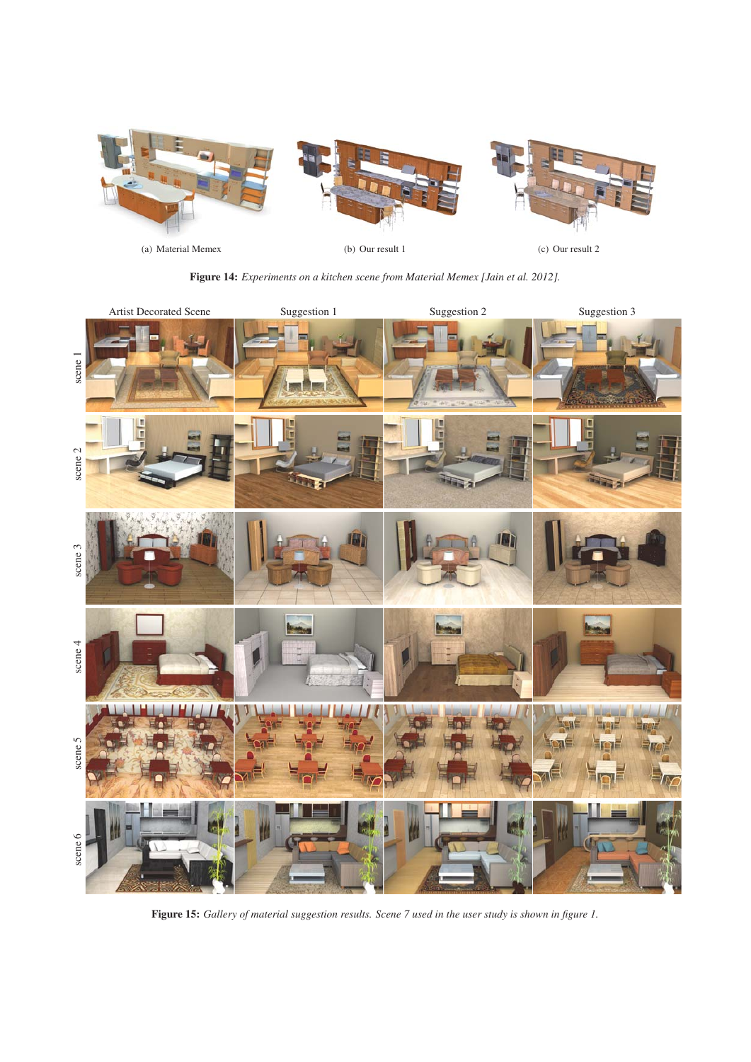(a) Material Memex

(b) Our result 1

(c) Our result 2

**Figure 14:** *Experiments on a kitchen scene from Material Memex [Jain et al. 2012].*

Artist Decorated Scene

Suggestion 1

Suggestion 2

Suggestion 3

scene 1

scene 2

scene 3

scene 4

scene 5

scene 6

**Figure 15:** *Gallery of material suggestion results. Scene 7 used in the user study is shown in figure 1.*